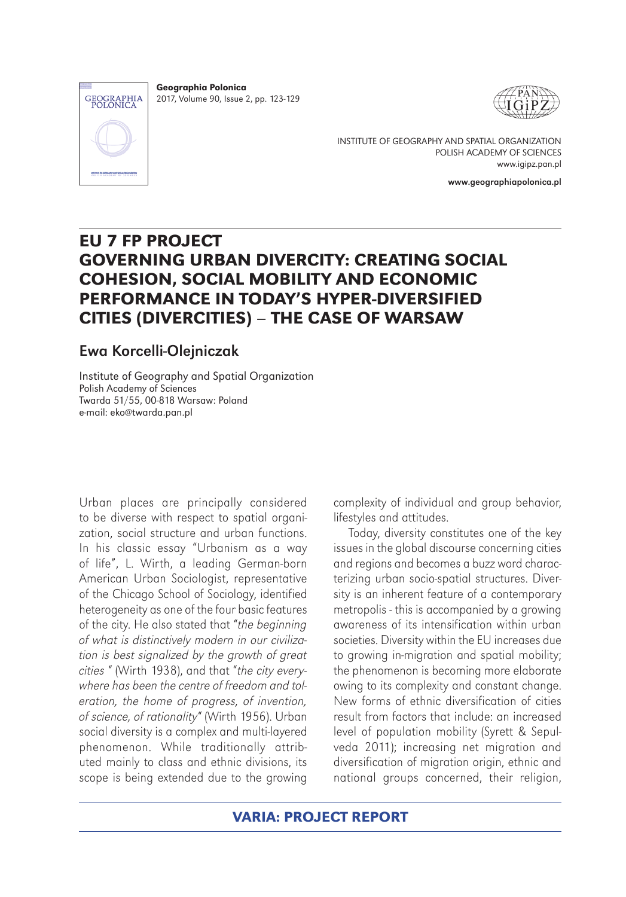# EU 7 FP PROJECT GOVERNING URBAN DIVERCITY: CREATING SOCIAL COHESION, SOCIAL MOBILITY AND ECONOMIC PERFORMANCE IN TODAY'S HYPER-DIVERSIFIED CITIES (DIVERCITIES) – THE CASE OF WARSAW

## Ewa Korcelli-Olejniczak

Institute of Geography and Spatial Organization
Polish Academy of Sciences
Twarda 51/55, 00-818 Warsaw: Poland
e-mail: eko@twarda.pan.pl

Urban places are principally considered to be diverse with respect to spatial organization, social structure and urban functions. In his classic essay "Urbanism as a way of life", L. Wirth, a leading German-born American Urban Sociologist, representative of the Chicago School of Sociology, identified heterogeneity as one of the four basic features of the city. He also stated that "*the beginning of what is distinctively modern in our civilization is best signalized by the growth of great cities* " (Wirth 1938), and that "*the city everywhere has been the centre of freedom and toleration, the home of progress, of invention, of science, of rationality*" (Wirth 1956). Urban social diversity is a complex and multi-layered phenomenon. While traditionally attributed mainly to class and ethnic divisions, its scope is being extended due to the growing complexity of individual and group behavior, lifestyles and attitudes.

Today, diversity constitutes one of the key issues in the global discourse concerning cities and regions and becomes a buzz word characterizing urban socio-spatial structures. Diversity is an inherent feature of a contemporary metropolis - this is accompanied by a growing awareness of its intensification within urban societies. Diversity within the EU increases due to growing in-migration and spatial mobility; the phenomenon is becoming more elaborate owing to its complexity and constant change. New forms of ethnic diversification of cities result from factors that include: an increased level of population mobility (Syrett & Sepulveda 2011); increasing net migration and diversification of migration origin, ethnic and national groups concerned, their religion,

**VARIA: PROJECT REPORT**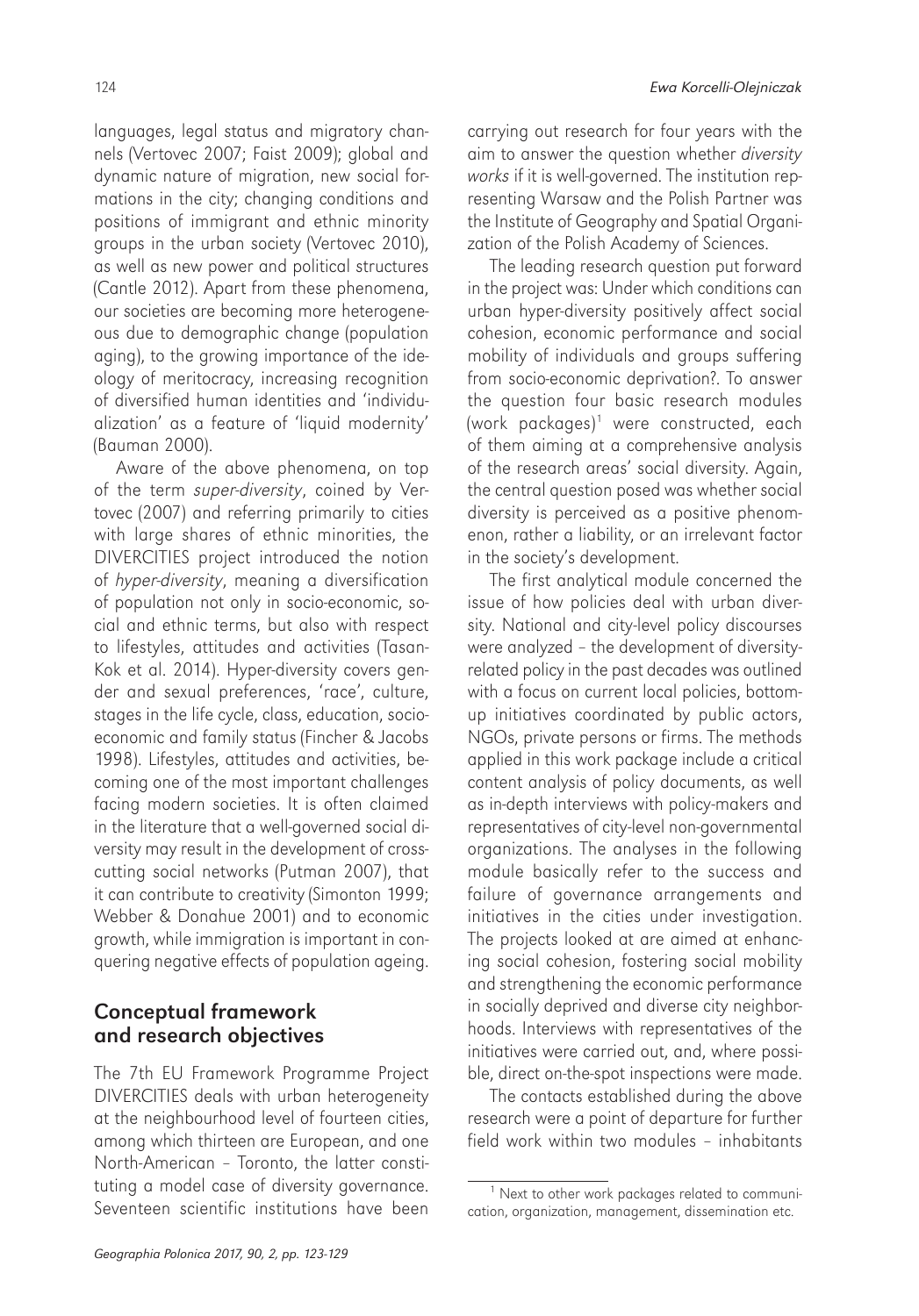languages, legal status and migratory channels (Vertovec 2007; Faist 2009); global and dynamic nature of migration, new social formations in the city; changing conditions and positions of immigrant and ethnic minority groups in the urban society (Vertovec 2010), as well as new power and political structures (Cantle 2012). Apart from these phenomena, our societies are becoming more heterogeneous due to demographic change (population aging), to the growing importance of the ideology of meritocracy, increasing recognition of diversified human identities and 'individualization' as a feature of 'liquid modernity' (Bauman 2000).

Aware of the above phenomena, on top of the term *super-diversity*, coined by Vertovec (2007) and referring primarily to cities with large shares of ethnic minorities, the DIVERCITIES project introduced the notion of *hyper-diversity*, meaning a diversification of population not only in socio-economic, social and ethnic terms, but also with respect to lifestyles, attitudes and activities (Tasan-Kok et al. 2014). Hyper-diversity covers gender and sexual preferences, 'race', culture, stages in the life cycle, class, education, socio-economic and family status (Fincher & Jacobs 1998). Lifestyles, attitudes and activities, becoming one of the most important challenges facing modern societies. It is often claimed in the literature that a well-governed social diversity may result in the development of cross-cutting social networks (Putman 2007), that it can contribute to creativity (Simonton 1999; Webber & Donahue 2001) and to economic growth, while immigration is important in conquering negative effects of population ageing.

## Conceptual framework and research objectives

The 7th EU Framework Programme Project DIVERCITIES deals with urban heterogeneity at the neighbourhood level of fourteen cities, among which thirteen are European, and one North-American – Toronto, the latter constituting a model case of diversity governance. Seventeen scientific institutions have been carrying out research for four years with the aim to answer the question whether *diversity works* if it is well-governed. The institution representing Warsaw and the Polish Partner was the Institute of Geography and Spatial Organization of the Polish Academy of Sciences.

The leading research question put forward in the project was: Under which conditions can urban hyper-diversity positively affect social cohesion, economic performance and social mobility of individuals and groups suffering from socio-economic deprivation?. To answer the question four basic research modules (work packages)[1] were constructed, each of them aiming at a comprehensive analysis of the research areas' social diversity. Again, the central question posed was whether social diversity is perceived as a positive phenomenon, rather a liability, or an irrelevant factor in the society's development.

The first analytical module concerned the issue of how policies deal with urban diversity. National and city-level policy discourses were analyzed – the development of diversity-related policy in the past decades was outlined with a focus on current local policies, bottom-up initiatives coordinated by public actors, NGOs, private persons or firms. The methods applied in this work package include a critical content analysis of policy documents, as well as in-depth interviews with policy-makers and representatives of city-level non-governmental organizations. The analyses in the following module basically refer to the success and failure of governance arrangements and initiatives in the cities under investigation. The projects looked at are aimed at enhancing social cohesion, fostering social mobility and strengthening the economic performance in socially deprived and diverse city neighborhoods. Interviews with representatives of the initiatives were carried out, and, where possible, direct on-the-spot inspections were made.

The contacts established during the above research were a point of departure for further field work within two modules – inhabitants

[1] Next to other work packages related to communication, organization, management, dissemination etc.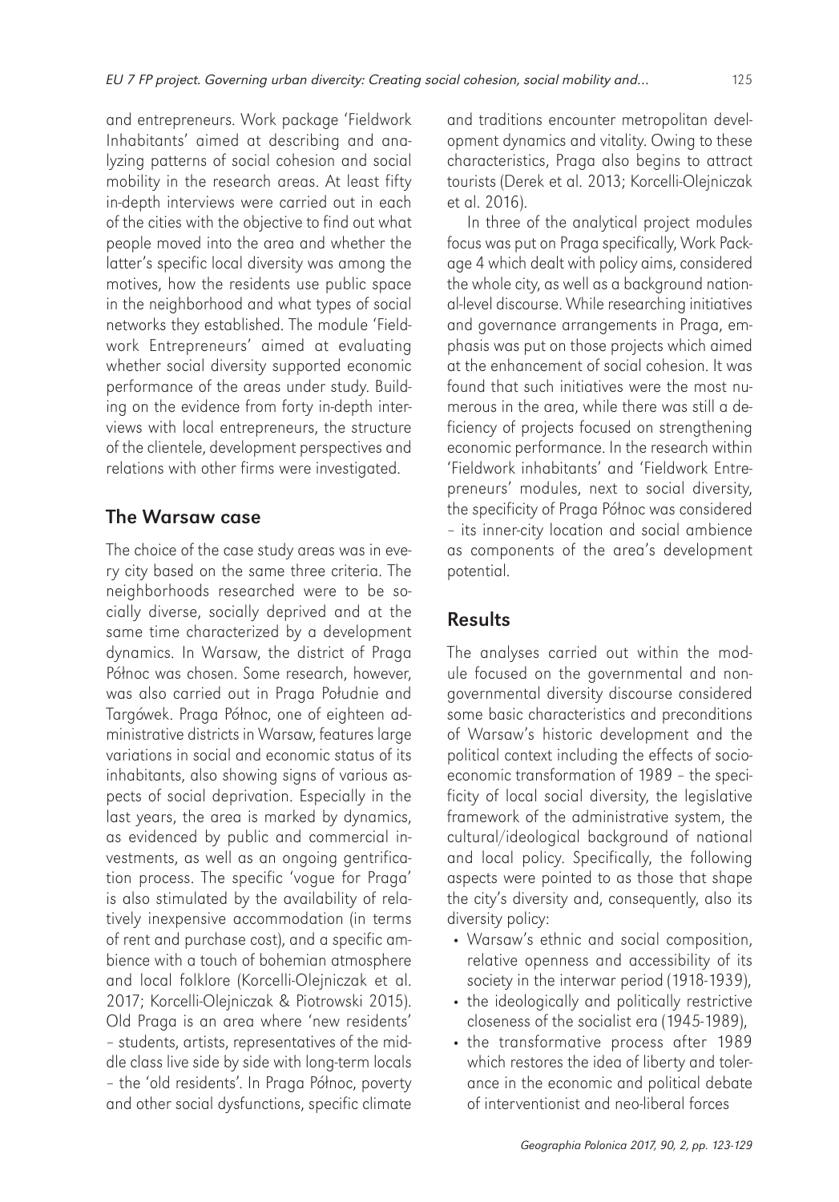and entrepreneurs. Work package 'Fieldwork Inhabitants' aimed at describing and analyzing patterns of social cohesion and social mobility in the research areas. At least fifty in-depth interviews were carried out in each of the cities with the objective to find out what people moved into the area and whether the latter's specific local diversity was among the motives, how the residents use public space in the neighborhood and what types of social networks they established. The module 'Fieldwork Entrepreneurs' aimed at evaluating whether social diversity supported economic performance of the areas under study. Building on the evidence from forty in-depth interviews with local entrepreneurs, the structure of the clientele, development perspectives and relations with other firms were investigated.

## The Warsaw case

The choice of the case study areas was in every city based on the same three criteria. The neighborhoods researched were to be socially diverse, socially deprived and at the same time characterized by a development dynamics. In Warsaw, the district of Praga Północ was chosen. Some research, however, was also carried out in Praga Południe and Targówek. Praga Północ, one of eighteen administrative districts in Warsaw, features large variations in social and economic status of its inhabitants, also showing signs of various aspects of social deprivation. Especially in the last years, the area is marked by dynamics, as evidenced by public and commercial investments, as well as an ongoing gentrification process. The specific 'vogue for Praga' is also stimulated by the availability of relatively inexpensive accommodation (in terms of rent and purchase cost), and a specific ambience with a touch of bohemian atmosphere and local folklore (Korcelli-Olejniczak et al. 2017; Korcelli-Olejniczak & Piotrowski 2015). Old Praga is an area where 'new residents' – students, artists, representatives of the middle class live side by side with long-term locals – the 'old residents'. In Praga Północ, poverty and other social dysfunctions, specific climate and traditions encounter metropolitan development dynamics and vitality. Owing to these characteristics, Praga also begins to attract tourists (Derek et al. 2013; Korcelli-Olejniczak et al. 2016).

In three of the analytical project modules focus was put on Praga specifically, Work Package 4 which dealt with policy aims, considered the whole city, as well as a background national-level discourse. While researching initiatives and governance arrangements in Praga, emphasis was put on those projects which aimed at the enhancement of social cohesion. It was found that such initiatives were the most numerous in the area, while there was still a deficiency of projects focused on strengthening economic performance. In the research within 'Fieldwork inhabitants' and 'Fieldwork Entrepreneurs' modules, next to social diversity, the specificity of Praga Północ was considered – its inner-city location and social ambience as components of the area's development potential.

## Results

The analyses carried out within the module focused on the governmental and nongovernmental diversity discourse considered some basic characteristics and preconditions of Warsaw's historic development and the political context including the effects of socioeconomic transformation of 1989 – the specificity of local social diversity, the legislative framework of the administrative system, the cultural/ideological background of national and local policy. Specifically, the following aspects were pointed to as those that shape the city's diversity and, consequently, also its diversity policy:

- Warsaw's ethnic and social composition, relative openness and accessibility of its society in the interwar period (1918-1939),
- the ideologically and politically restrictive closeness of the socialist era (1945-1989),
- the transformative process after 1989 which restores the idea of liberty and tolerance in the economic and political debate of interventionist and neo-liberal forces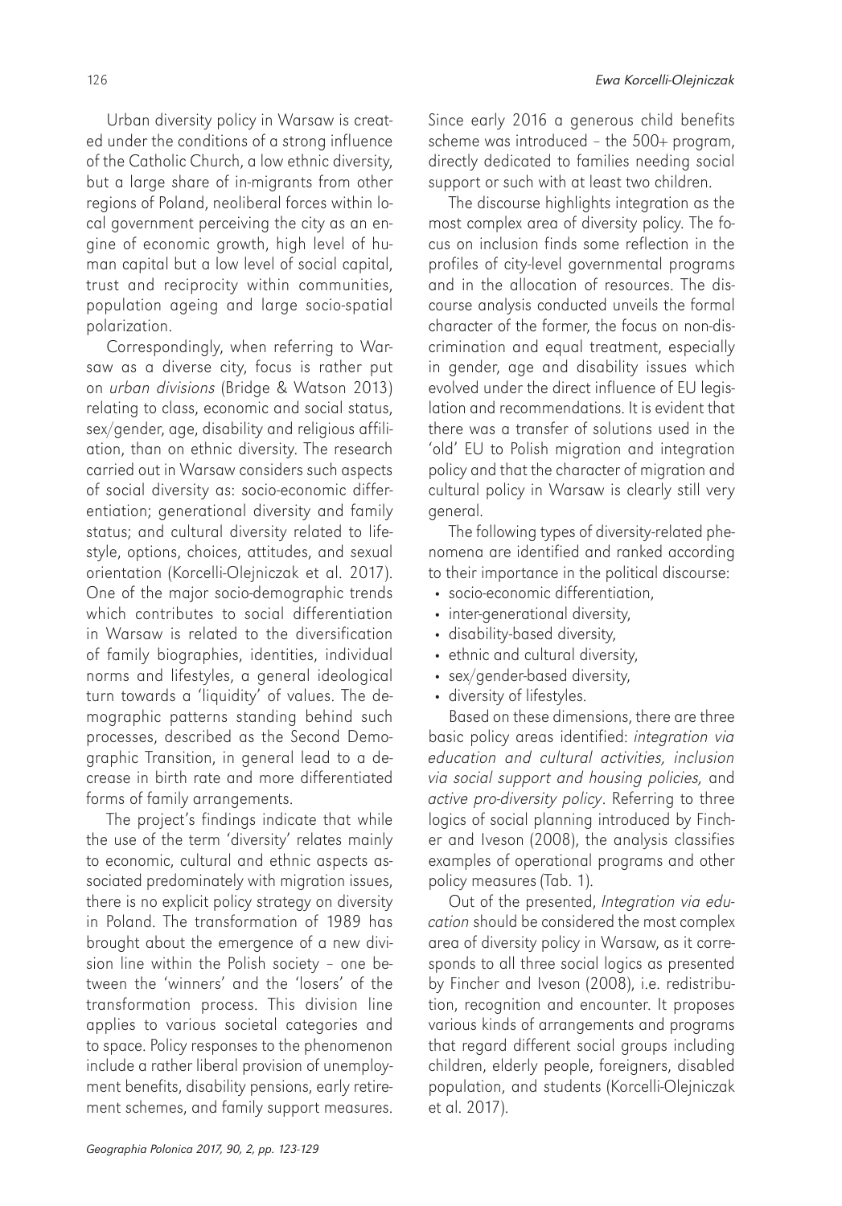Urban diversity policy in Warsaw is created under the conditions of a strong influence of the Catholic Church, a low ethnic diversity, but a large share of in-migrants from other regions of Poland, neoliberal forces within local government perceiving the city as an engine of economic growth, high level of human capital but a low level of social capital, trust and reciprocity within communities, population ageing and large socio-spatial polarization.

Correspondingly, when referring to Warsaw as a diverse city, focus is rather put on *urban divisions* (Bridge & Watson 2013) relating to class, economic and social status, sex/gender, age, disability and religious affiliation, than on ethnic diversity. The research carried out in Warsaw considers such aspects of social diversity as: socio-economic differentiation; generational diversity and family status; and cultural diversity related to lifestyle, options, choices, attitudes, and sexual orientation (Korcelli-Olejniczak et al. 2017). One of the major socio-demographic trends which contributes to social differentiation in Warsaw is related to the diversification of family biographies, identities, individual norms and lifestyles, a general ideological turn towards a 'liquidity' of values. The demographic patterns standing behind such processes, described as the Second Demographic Transition, in general lead to a decrease in birth rate and more differentiated forms of family arrangements.

The project's findings indicate that while the use of the term 'diversity' relates mainly to economic, cultural and ethnic aspects associated predominately with migration issues, there is no explicit policy strategy on diversity in Poland. The transformation of 1989 has brought about the emergence of a new division line within the Polish society – one between the 'winners' and the 'losers' of the transformation process. This division line applies to various societal categories and to space. Policy responses to the phenomenon include a rather liberal provision of unemployment benefits, disability pensions, early retirement schemes, and family support measures. Since early 2016 a generous child benefits scheme was introduced – the 500+ program, directly dedicated to families needing social support or such with at least two children.

The discourse highlights integration as the most complex area of diversity policy. The focus on inclusion finds some reflection in the profiles of city-level governmental programs and in the allocation of resources. The discourse analysis conducted unveils the formal character of the former, the focus on non-discrimination and equal treatment, especially in gender, age and disability issues which evolved under the direct influence of EU legislation and recommendations. It is evident that there was a transfer of solutions used in the 'old' EU to Polish migration and integration policy and that the character of migration and cultural policy in Warsaw is clearly still very general.

The following types of diversity-related phenomena are identified and ranked according to their importance in the political discourse:

- socio-economic differentiation,
- inter-generational diversity,
- disability-based diversity,
- ethnic and cultural diversity,
- sex/gender-based diversity,
- diversity of lifestyles.

Based on these dimensions, there are three basic policy areas identified: *integration via education and cultural activities, inclusion via social support and housing policies,* and *active pro-diversity policy*. Referring to three logics of social planning introduced by Fincher and Iveson (2008), the analysis classifies examples of operational programs and other policy measures (Tab. 1).

Out of the presented, *Integration via education* should be considered the most complex area of diversity policy in Warsaw, as it corresponds to all three social logics as presented by Fincher and Iveson (2008), i.e. redistribution, recognition and encounter. It proposes various kinds of arrangements and programs that regard different social groups including children, elderly people, foreigners, disabled population, and students (Korcelli-Olejniczak et al. 2017).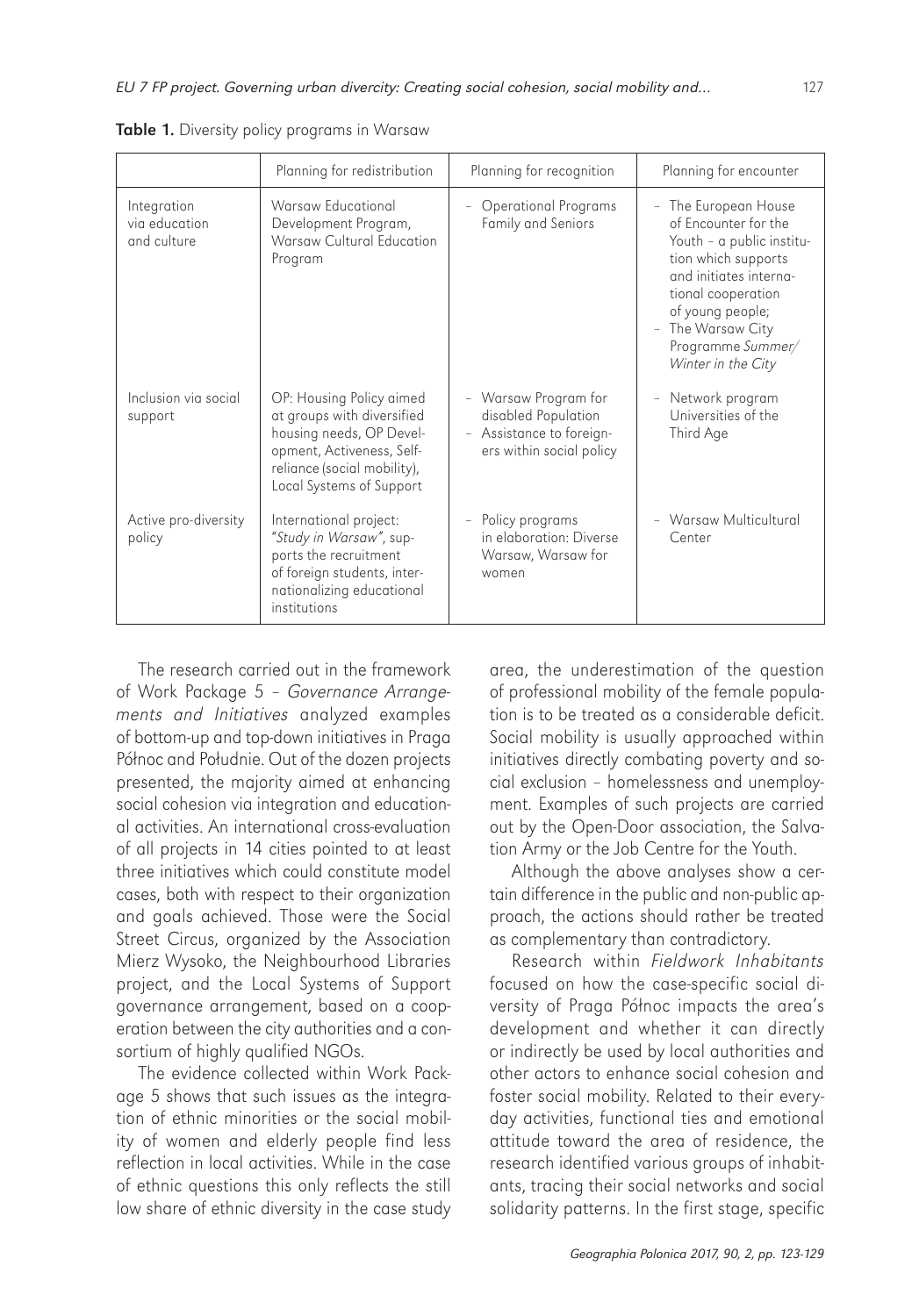**Table 1.** Diversity policy programs in Warsaw

| | Planning for redistribution | Planning for recognition | Planning for encounter |
| --- | --- | --- | --- |
| Integration via education and culture | Warsaw Educational Development Program, Warsaw Cultural Education Program | – Operational Programs Family and Seniors | – The European House of Encounter for the Youth – a public institution which supports and initiates international cooperation of young people;<br>– The Warsaw City Programme *Summer/Winter in the City* |
| Inclusion via social support | OP: Housing Policy aimed at groups with diversified housing needs, OP Development, Activeness, Self-reliance (social mobility), Local Systems of Support | – Warsaw Program for disabled Population<br>– Assistance to foreigners within social policy | – Network program Universities of the Third Age |
| Active pro-diversity policy | International project: "*Study in Warsaw*", supports the recruitment of foreign students, internationalizing educational institutions | – Policy programs in elaboration: Diverse Warsaw, Warsaw for women | – Warsaw Multicultural Center |

The research carried out in the framework of Work Package 5 – *Governance Arrangements and Initiatives* analyzed examples of bottom-up and top-down initiatives in Praga Północ and Południe. Out of the dozen projects presented, the majority aimed at enhancing social cohesion via integration and educational activities. An international cross-evaluation of all projects in 14 cities pointed to at least three initiatives which could constitute model cases, both with respect to their organization and goals achieved. Those were the Social Street Circus, organized by the Association Mierz Wysoko, the Neighbourhood Libraries project, and the Local Systems of Support governance arrangement, based on a cooperation between the city authorities and a consortium of highly qualified NGOs.

The evidence collected within Work Package 5 shows that such issues as the integration of ethnic minorities or the social mobility of women and elderly people find less reflection in local activities. While in the case of ethnic questions this only reflects the still low share of ethnic diversity in the case study area, the underestimation of the question of professional mobility of the female population is to be treated as a considerable deficit. Social mobility is usually approached within initiatives directly combating poverty and social exclusion – homelessness and unemployment. Examples of such projects are carried out by the Open-Door association, the Salvation Army or the Job Centre for the Youth.

Although the above analyses show a certain difference in the public and non-public approach, the actions should rather be treated as complementary than contradictory.

Research within *Fieldwork Inhabitants* focused on how the case-specific social diversity of Praga Północ impacts the area's development and whether it can directly or indirectly be used by local authorities and other actors to enhance social cohesion and foster social mobility. Related to their everyday activities, functional ties and emotional attitude toward the area of residence, the research identified various groups of inhabitants, tracing their social networks and social solidarity patterns. In the first stage, specific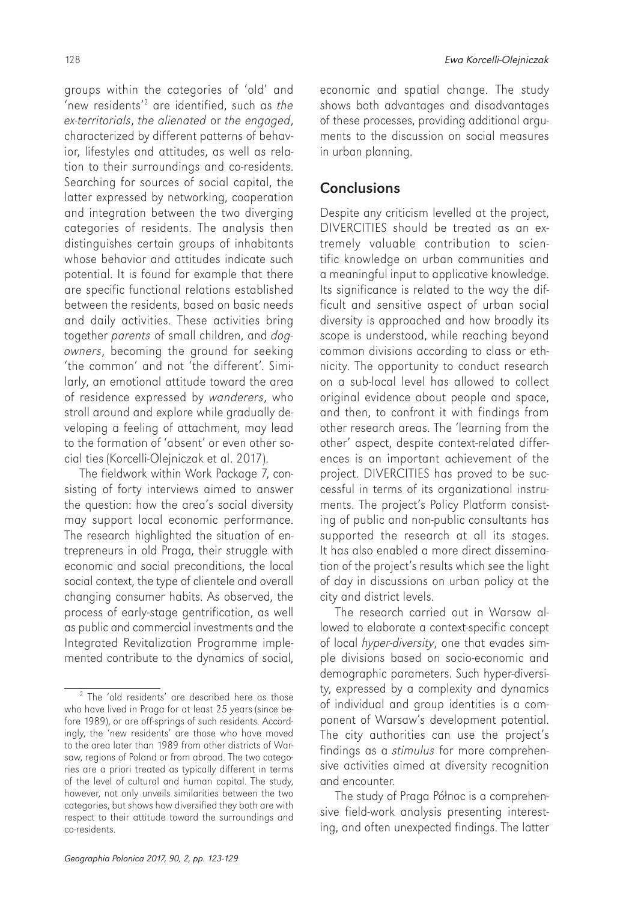groups within the categories of 'old' and 'new residents'[2] are identified, such as *the ex-territorials*, *the alienated* or *the engaged*, characterized by different patterns of behavior, lifestyles and attitudes, as well as relation to their surroundings and co-residents. Searching for sources of social capital, the latter expressed by networking, cooperation and integration between the two diverging categories of residents. The analysis then distinguishes certain groups of inhabitants whose behavior and attitudes indicate such potential. It is found for example that there are specific functional relations established between the residents, based on basic needs and daily activities. These activities bring together *parents* of small children, and *dog-owners*, becoming the ground for seeking 'the common' and not 'the different'. Similarly, an emotional attitude toward the area of residence expressed by *wanderers*, who stroll around and explore while gradually developing a feeling of attachment, may lead to the formation of 'absent' or even other social ties (Korcelli-Olejniczak et al. 2017).

The fieldwork within Work Package 7, consisting of forty interviews aimed to answer the question: how the area's social diversity may support local economic performance. The research highlighted the situation of entrepreneurs in old Praga, their struggle with economic and social preconditions, the local social context, the type of clientele and overall changing consumer habits. As observed, the process of early-stage gentrification, as well as public and commercial investments and the Integrated Revitalization Programme implemented contribute to the dynamics of social, economic and spatial change. The study shows both advantages and disadvantages of these processes, providing additional arguments to the discussion on social measures in urban planning.

## Conclusions

Despite any criticism levelled at the project, DIVERCITIES should be treated as an extremely valuable contribution to scientific knowledge on urban communities and a meaningful input to applicative knowledge. Its significance is related to the way the difficult and sensitive aspect of urban social diversity is approached and how broadly its scope is understood, while reaching beyond common divisions according to class or ethnicity. The opportunity to conduct research on a sub-local level has allowed to collect original evidence about people and space, and then, to confront it with findings from other research areas. The 'learning from the other' aspect, despite context-related differences is an important achievement of the project. DIVERCITIES has proved to be successful in terms of its organizational instruments. The project's Policy Platform consisting of public and non-public consultants has supported the research at all its stages. It has also enabled a more direct dissemination of the project's results which see the light of day in discussions on urban policy at the city and district levels.

The research carried out in Warsaw allowed to elaborate a context-specific concept of local *hyper-diversity*, one that evades simple divisions based on socio-economic and demographic parameters. Such hyper-diversity, expressed by a complexity and dynamics of individual and group identities is a component of Warsaw's development potential. The city authorities can use the project's findings as a *stimulus* for more comprehensive activities aimed at diversity recognition and encounter.

The study of Praga Północ is a comprehensive field-work analysis presenting interesting, and often unexpected findings. The latter

---

[2] The 'old residents' are described here as those who have lived in Praga for at least 25 years (since before 1989), or are off-springs of such residents. Accordingly, the 'new residents' are those who have moved to the area later than 1989 from other districts of Warsaw, regions of Poland or from abroad. The two categories are a priori treated as typically different in terms of the level of cultural and human capital. The study, however, not only unveils similarities between the two categories, but shows how diversified they both are with respect to their attitude toward the surroundings and co-residents.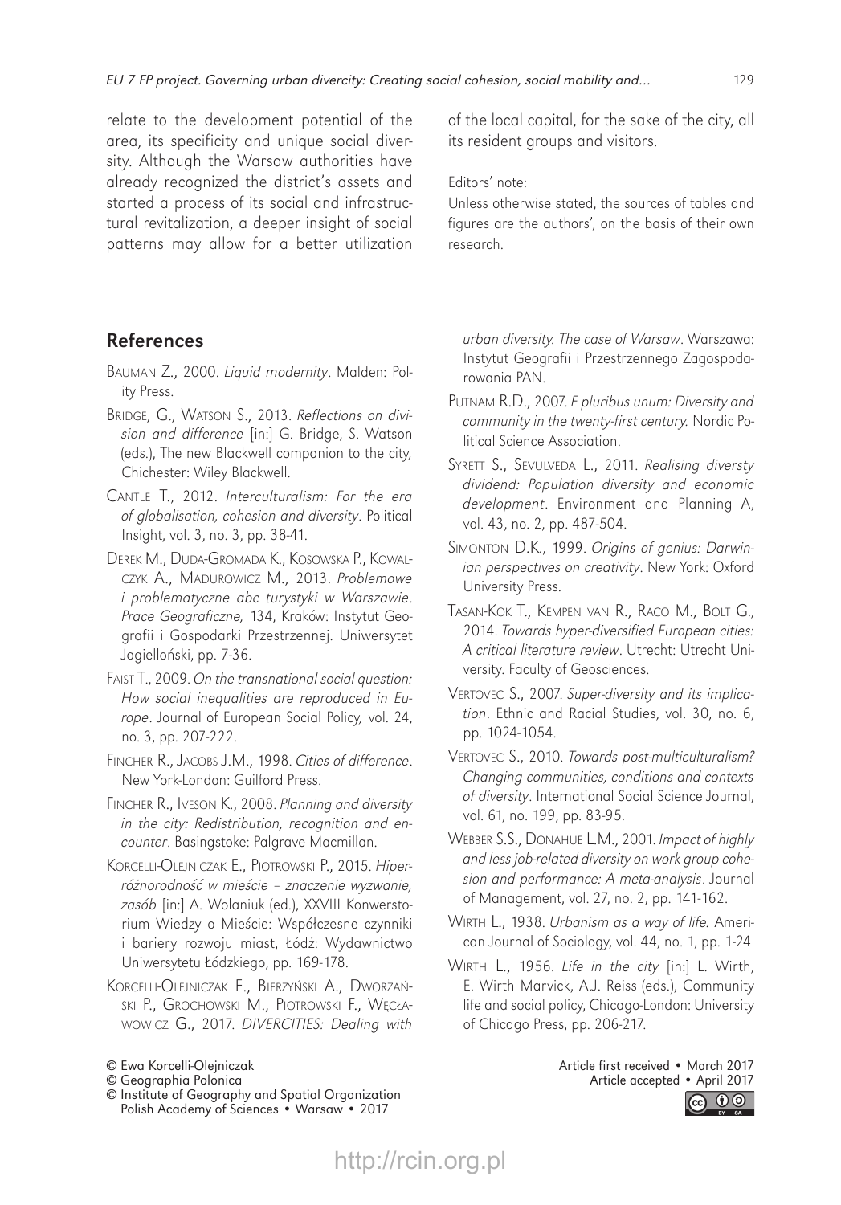relate to the development potential of the area, its specificity and unique social diversity. Although the Warsaw authorities have already recognized the district's assets and started a process of its social and infrastructural revitalization, a deeper insight of social patterns may allow for a better utilization of the local capital, for the sake of the city, all its resident groups and visitors.

Editors' note:
Unless otherwise stated, the sources of tables and figures are the authors', on the basis of their own research.

## References

Bauman Z., 2000. *Liquid modernity*. Malden: Polity Press.

Bridge, G., Watson S., 2013. *Reflections on division and difference* [in:] G. Bridge, S. Watson (eds.), The new Blackwell companion to the city, Chichester: Wiley Blackwell.

Cantle T., 2012. *Interculturalism: For the era of globalisation, cohesion and diversity*. Political Insight, vol. 3, no. 3, pp. 38-41.

Derek M., Duda-Gromada K., Kosowska P., Kowalczyk A., Madurowicz M., 2013. *Problemowe i problematyczne abc turystyki w Warszawie*. *Prace Geograficzne,* 134, Kraków: Instytut Geografii i Gospodarki Przestrzennej. Uniwersytet Jagielloński, pp. 7-36.

Faist T., 2009. *On the transnational social question: How social inequalities are reproduced in Europe*. Journal of European Social Policy, vol. 24, no. 3, pp. 207-222.

Fincher R., Jacobs J.M., 1998. *Cities of difference*. New York-London: Guilford Press.

Fincher R., Iveson K., 2008. *Planning and diversity in the city: Redistribution, recognition and encounter*. Basingstoke: Palgrave Macmillan.

Korcelli-Olejniczak E., Piotrowski P., 2015. *Hiperróżnorodność w mieście – znaczenie wyzwanie, zasób* [in:] A. Wolaniuk (ed.), XXVIII Konwersatorium Wiedzy o Mieście: Współczesne czynniki i bariery rozwoju miast, Łódź: Wydawnictwo Uniwersytetu Łódzkiego, pp. 169-178.

Korcelli-Olejniczak E., Bierzyński A., Dworzański P., Grochowski M., Piotrowski F., Węcławowicz G., 2017. *DIVERCITIES: Dealing with urban diversity. The case of Warsaw*. Warszawa: Instytut Geografii i Przestrzennego Zagospodarowania PAN.

Putnam R.D., 2007. *E pluribus unum: Diversity and community in the twenty-first century.* Nordic Political Science Association.

Syrett S., Sevulveda L., 2011. *Realising diversty dividend: Population diversity and economic development*. Environment and Planning A, vol. 43, no. 2, pp. 487-504.

Simonton D.K., 1999. *Origins of genius: Darwinian perspectives on creativity*. New York: Oxford University Press.

Tasan-Kok T., Kempen van R., Raco M., Bolt G., 2014. *Towards hyper-diversified European cities: A critical literature review*. Utrecht: Utrecht University. Faculty of Geosciences.

Vertovec S., 2007. *Super-diversity and its implication*. Ethnic and Racial Studies, vol. 30, no. 6, pp. 1024-1054.

Vertovec S., 2010. *Towards post-multiculturalism? Changing communities, conditions and contexts of diversity*. International Social Science Journal, vol. 61, no. 199, pp. 83-95.

Webber S.S., Donahue L.M., 2001. *Impact of highly and less job-related diversity on work group cohesion and performance: A meta-analysis*. Journal of Management, vol. 27, no. 2, pp. 141-162.

Wirth L., 1938. *Urbanism as a way of life.* American Journal of Sociology, vol. 44, no. 1, pp. 1-24

Wirth L., 1956. *Life in the city* [in:] L. Wirth, E. Wirth Marvick, A.J. Reiss (eds.), Community life and social policy, Chicago-London: University of Chicago Press, pp. 206-217.

© Ewa Korcelli-Olejniczak
© Geographia Polonica
© Institute of Geography and Spatial Organization Polish Academy of Sciences • Warsaw • 2017

Article first received • March 2017
Article accepted • April 2017